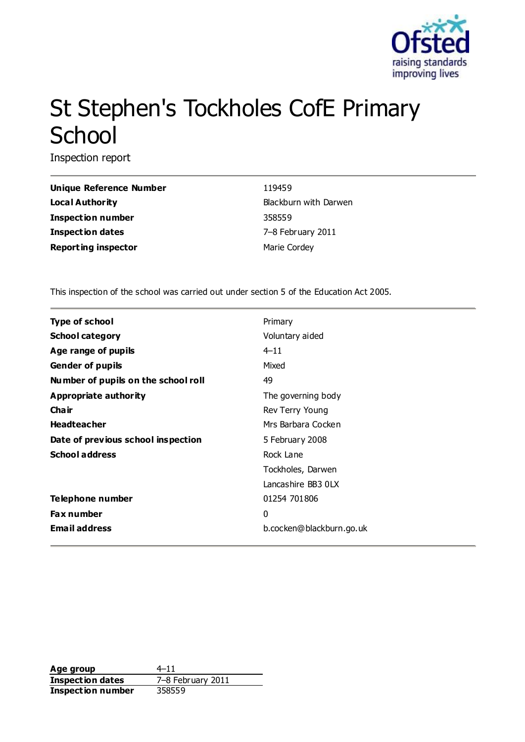# St Stephen's Tockholes CofE Primary School

Inspection report

| | |
|---|---|
| **Unique Reference Number** | 119459 |
| **Local Authority** | Blackburn with Darwen |
| **Inspection number** | 358559 |
| **Inspection dates** | 7–8 February 2011 |
| **Reporting inspector** | Marie Cordey |

This inspection of the school was carried out under section 5 of the Education Act 2005.

| | |
|---|---|
| **Type of school** | Primary |
| **School category** | Voluntary aided |
| **Age range of pupils** | 4–11 |
| **Gender of pupils** | Mixed |
| **Number of pupils on the school roll** | 49 |
| **Appropriate authority** | The governing body |
| **Chair** | Rev Terry Young |
| **Headteacher** | Mrs Barbara Cocken |
| **Date of previous school inspection** | 5 February 2008 |
| **School address** | Rock Lane<br>Tockholes, Darwen<br>Lancashire BB3 0LX |
| **Telephone number** | 01254 701806 |
| **Fax number** | 0 |
| **Email address** | b.cocken@blackburn.go.uk |

| | |
|---|---|
| **Age group** | 4–11 |
| **Inspection dates** | 7–8 February 2011 |
| **Inspection number** | 358559 |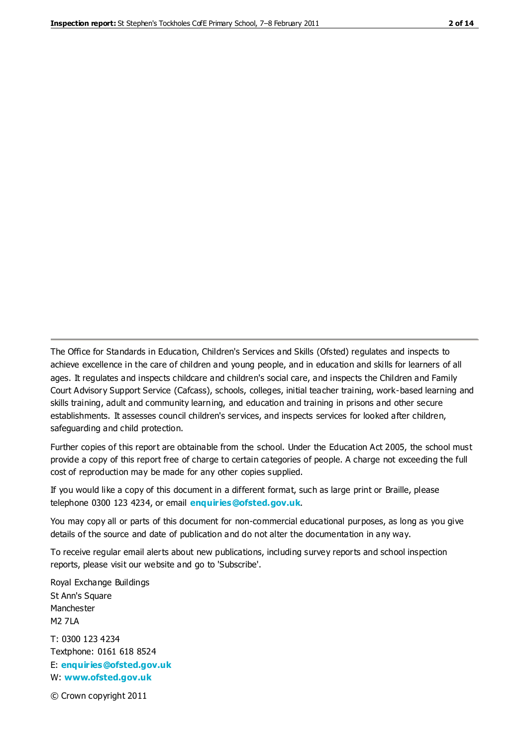The Office for Standards in Education, Children's Services and Skills (Ofsted) regulates and inspects to achieve excellence in the care of children and young people, and in education and skills for learners of all ages. It regulates and inspects childcare and children's social care, and inspects the Children and Family Court Advisory Support Service (Cafcass), schools, colleges, initial teacher training, work-based learning and skills training, adult and community learning, and education and training in prisons and other secure establishments. It assesses council children's services, and inspects services for looked after children, safeguarding and child protection.

Further copies of this report are obtainable from the school. Under the Education Act 2005, the school must provide a copy of this report free of charge to certain categories of people. A charge not exceeding the full cost of reproduction may be made for any other copies supplied.

If you would like a copy of this document in a different format, such as large print or Braille, please telephone 0300 123 4234, or email **enquiries@ofsted.gov.uk**.

You may copy all or parts of this document for non-commercial educational purposes, as long as you give details of the source and date of publication and do not alter the documentation in any way.

To receive regular email alerts about new publications, including survey reports and school inspection reports, please visit our website and go to 'Subscribe'.

Royal Exchange Buildings
St Ann's Square
Manchester
M2 7LA

T: 0300 123 4234
Textphone: 0161 618 8524
E: **enquiries@ofsted.gov.uk**
W: **www.ofsted.gov.uk**

© Crown copyright 2011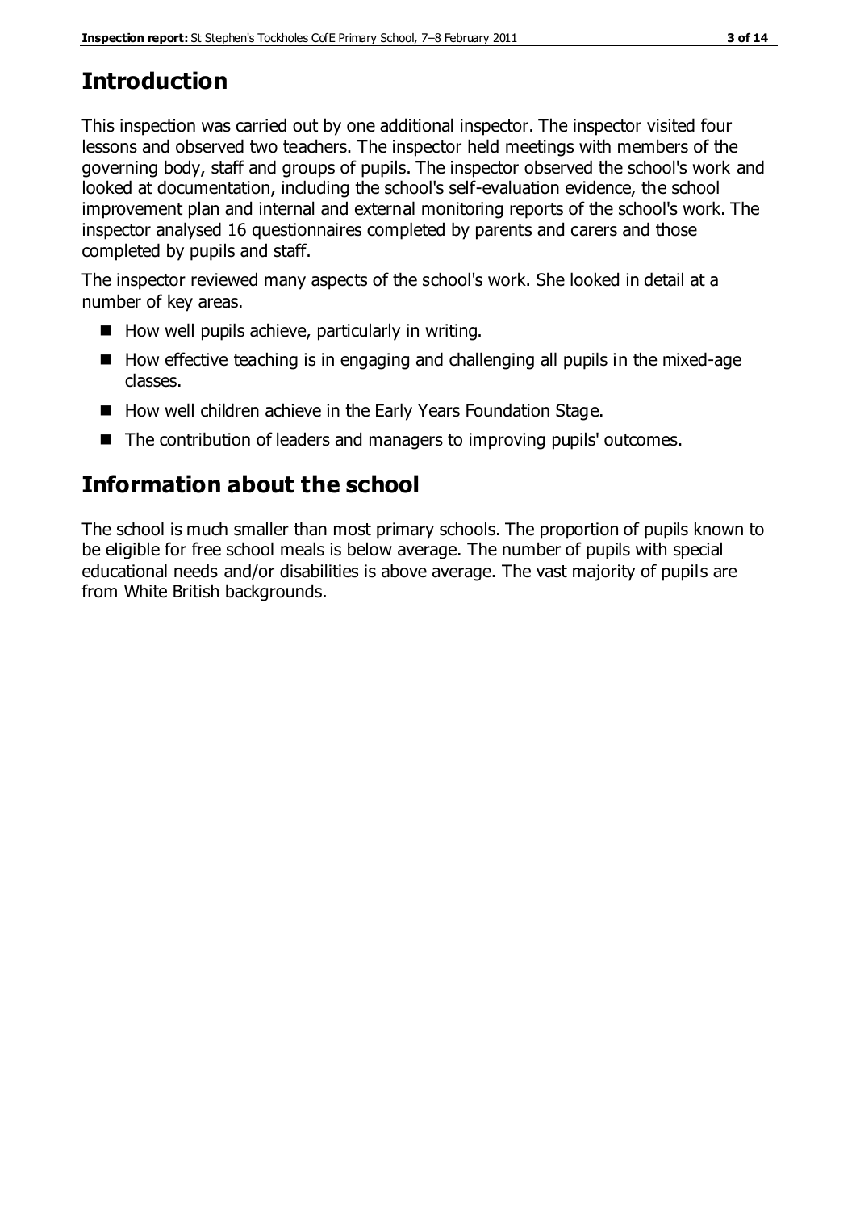# Introduction

This inspection was carried out by one additional inspector. The inspector visited four lessons and observed two teachers. The inspector held meetings with members of the governing body, staff and groups of pupils. The inspector observed the school's work and looked at documentation, including the school's self-evaluation evidence, the school improvement plan and internal and external monitoring reports of the school's work. The inspector analysed 16 questionnaires completed by parents and carers and those completed by pupils and staff.

The inspector reviewed many aspects of the school's work. She looked in detail at a number of key areas.

- How well pupils achieve, particularly in writing.
- How effective teaching is in engaging and challenging all pupils in the mixed-age classes.
- How well children achieve in the Early Years Foundation Stage.
- The contribution of leaders and managers to improving pupils' outcomes.

# Information about the school

The school is much smaller than most primary schools. The proportion of pupils known to be eligible for free school meals is below average. The number of pupils with special educational needs and/or disabilities is above average. The vast majority of pupils are from White British backgrounds.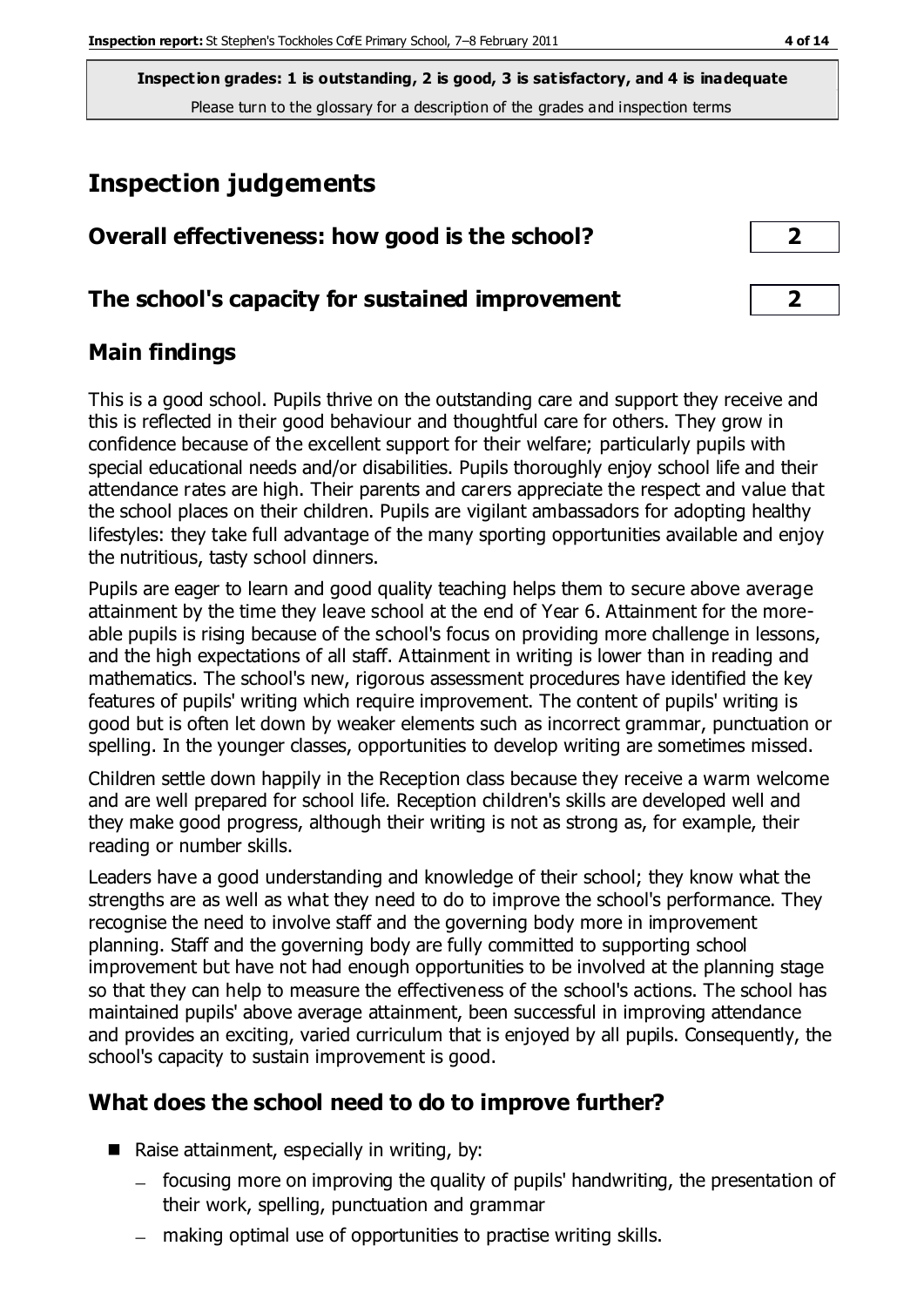**Inspection grades: 1 is outstanding, 2 is good, 3 is satisfactory, and 4 is inadequate**
Please turn to the glossary for a description of the grades and inspection terms

# Inspection judgements

| Overall effectiveness: how good is the school? | 2 |
| --- | --- |
| The school's capacity for sustained improvement | 2 |

## Main findings

This is a good school. Pupils thrive on the outstanding care and support they receive and this is reflected in their good behaviour and thoughtful care for others. They grow in confidence because of the excellent support for their welfare; particularly pupils with special educational needs and/or disabilities. Pupils thoroughly enjoy school life and their attendance rates are high. Their parents and carers appreciate the respect and value that the school places on their children. Pupils are vigilant ambassadors for adopting healthy lifestyles: they take full advantage of the many sporting opportunities available and enjoy the nutritious, tasty school dinners.

Pupils are eager to learn and good quality teaching helps them to secure above average attainment by the time they leave school at the end of Year 6. Attainment for the more-able pupils is rising because of the school's focus on providing more challenge in lessons, and the high expectations of all staff. Attainment in writing is lower than in reading and mathematics. The school's new, rigorous assessment procedures have identified the key features of pupils' writing which require improvement. The content of pupils' writing is good but is often let down by weaker elements such as incorrect grammar, punctuation or spelling. In the younger classes, opportunities to develop writing are sometimes missed.

Children settle down happily in the Reception class because they receive a warm welcome and are well prepared for school life. Reception children's skills are developed well and they make good progress, although their writing is not as strong as, for example, their reading or number skills.

Leaders have a good understanding and knowledge of their school; they know what the strengths are as well as what they need to do to improve the school's performance. They recognise the need to involve staff and the governing body more in improvement planning. Staff and the governing body are fully committed to supporting school improvement but have not had enough opportunities to be involved at the planning stage so that they can help to measure the effectiveness of the school's actions. The school has maintained pupils' above average attainment, been successful in improving attendance and provides an exciting, varied curriculum that is enjoyed by all pupils. Consequently, the school's capacity to sustain improvement is good.

## What does the school need to do to improve further?

- Raise attainment, especially in writing, by:
  - focusing more on improving the quality of pupils' handwriting, the presentation of their work, spelling, punctuation and grammar
  - making optimal use of opportunities to practise writing skills.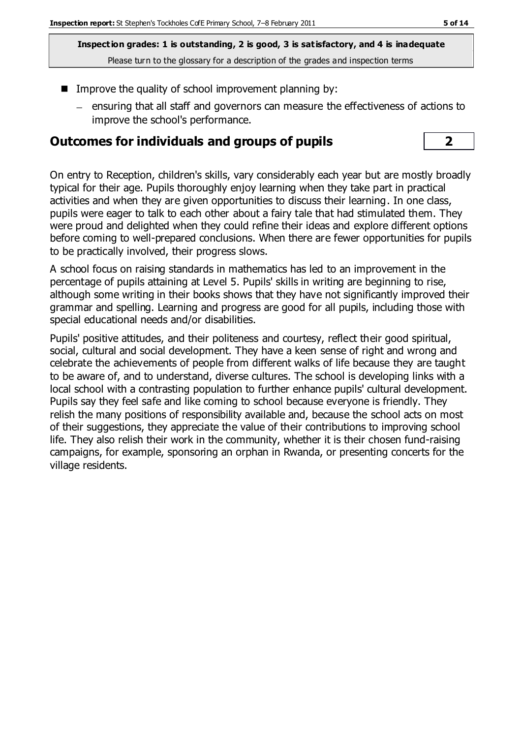**Inspection grades: 1 is outstanding, 2 is good, 3 is satisfactory, and 4 is inadequate**
Please turn to the glossary for a description of the grades and inspection terms

- Improve the quality of school improvement planning by:
  - ensuring that all staff and governors can measure the effectiveness of actions to improve the school's performance.

## Outcomes for individuals and groups of pupils | 2

On entry to Reception, children's skills, vary considerably each year but are mostly broadly typical for their age. Pupils thoroughly enjoy learning when they take part in practical activities and when they are given opportunities to discuss their learning. In one class, pupils were eager to talk to each other about a fairy tale that had stimulated them. They were proud and delighted when they could refine their ideas and explore different options before coming to well-prepared conclusions. When there are fewer opportunities for pupils to be practically involved, their progress slows.

A school focus on raising standards in mathematics has led to an improvement in the percentage of pupils attaining at Level 5. Pupils' skills in writing are beginning to rise, although some writing in their books shows that they have not significantly improved their grammar and spelling. Learning and progress are good for all pupils, including those with special educational needs and/or disabilities.

Pupils' positive attitudes, and their politeness and courtesy, reflect their good spiritual, social, cultural and social development. They have a keen sense of right and wrong and celebrate the achievements of people from different walks of life because they are taught to be aware of, and to understand, diverse cultures. The school is developing links with a local school with a contrasting population to further enhance pupils' cultural development. Pupils say they feel safe and like coming to school because everyone is friendly. They relish the many positions of responsibility available and, because the school acts on most of their suggestions, they appreciate the value of their contributions to improving school life. They also relish their work in the community, whether it is their chosen fund-raising campaigns, for example, sponsoring an orphan in Rwanda, or presenting concerts for the village residents.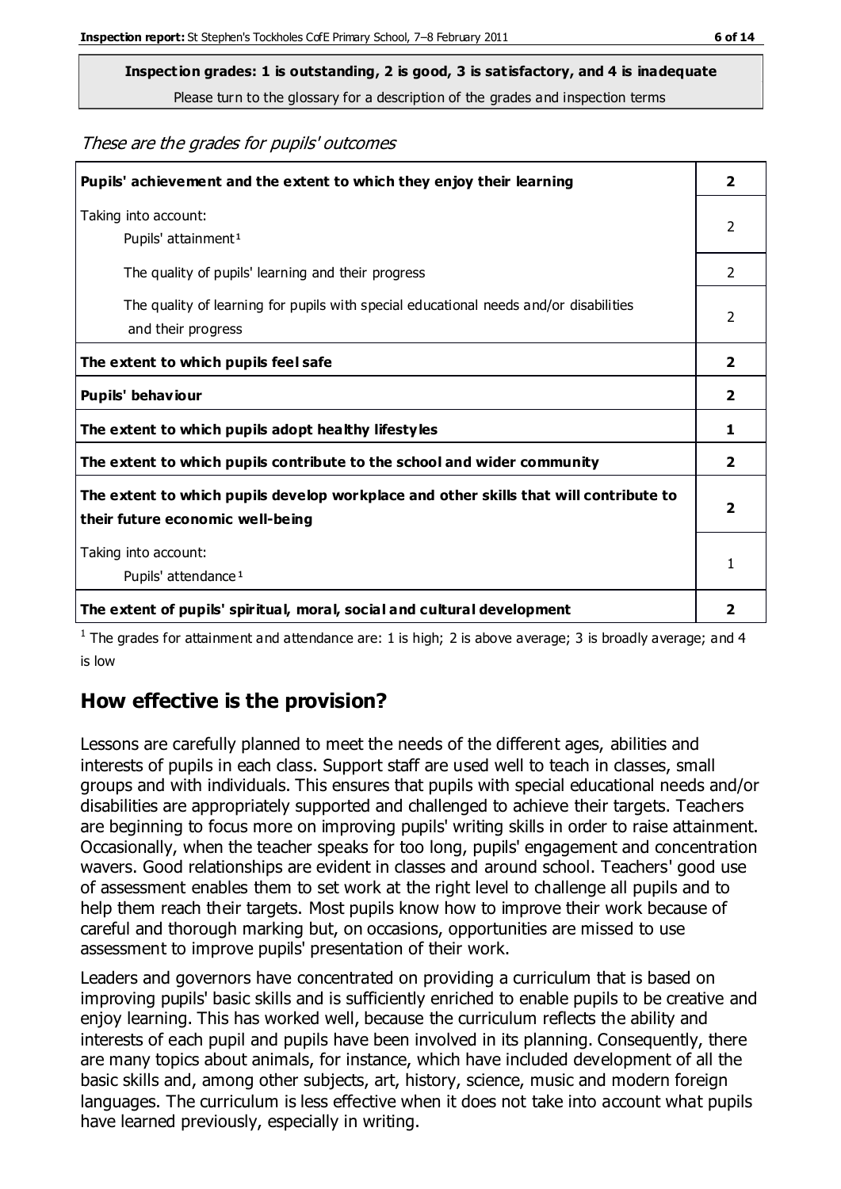**Inspection grades: 1 is outstanding, 2 is good, 3 is satisfactory, and 4 is inadequate**

Please turn to the glossary for a description of the grades and inspection terms

*These are the grades for pupils' outcomes*

| | |
|---|---|
| **Pupils' achievement and the extent to which they enjoy their learning** | **2** |
| Taking into account: Pupils' attainment[1] | 2 |
| The quality of pupils' learning and their progress | 2 |
| The quality of learning for pupils with special educational needs and/or disabilities and their progress | 2 |
| **The extent to which pupils feel safe** | **2** |
| **Pupils' behaviour** | **2** |
| **The extent to which pupils adopt healthy lifestyles** | **1** |
| **The extent to which pupils contribute to the school and wider community** | **2** |
| **The extent to which pupils develop workplace and other skills that will contribute to their future economic well-being** | **2** |
| Taking into account: Pupils' attendance[1] | 1 |
| **The extent of pupils' spiritual, moral, social and cultural development** | **2** |

[1] The grades for attainment and attendance are: 1 is high; 2 is above average; 3 is broadly average; and 4 is low

## How effective is the provision?

Lessons are carefully planned to meet the needs of the different ages, abilities and interests of pupils in each class. Support staff are used well to teach in classes, small groups and with individuals. This ensures that pupils with special educational needs and/or disabilities are appropriately supported and challenged to achieve their targets. Teachers are beginning to focus more on improving pupils' writing skills in order to raise attainment. Occasionally, when the teacher speaks for too long, pupils' engagement and concentration wavers. Good relationships are evident in classes and around school. Teachers' good use of assessment enables them to set work at the right level to challenge all pupils and to help them reach their targets. Most pupils know how to improve their work because of careful and thorough marking but, on occasions, opportunities are missed to use assessment to improve pupils' presentation of their work.

Leaders and governors have concentrated on providing a curriculum that is based on improving pupils' basic skills and is sufficiently enriched to enable pupils to be creative and enjoy learning. This has worked well, because the curriculum reflects the ability and interests of each pupil and pupils have been involved in its planning. Consequently, there are many topics about animals, for instance, which have included development of all the basic skills and, among other subjects, art, history, science, music and modern foreign languages. The curriculum is less effective when it does not take into account what pupils have learned previously, especially in writing.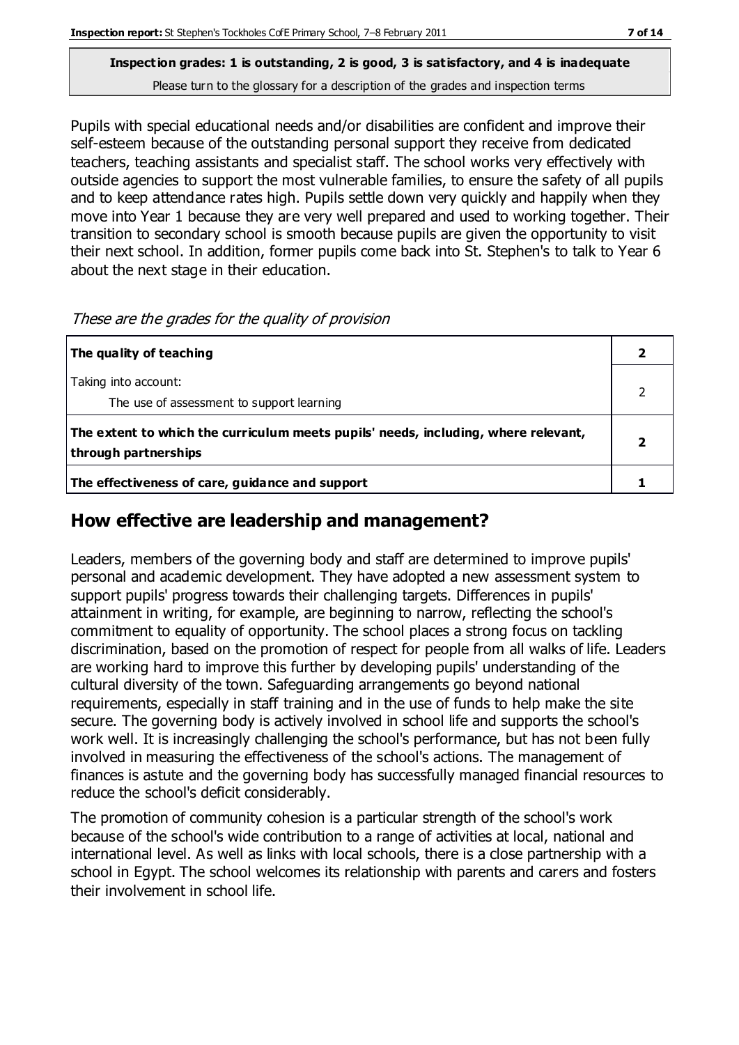**Inspection grades: 1 is outstanding, 2 is good, 3 is satisfactory, and 4 is inadequate**
Please turn to the glossary for a description of the grades and inspection terms

Pupils with special educational needs and/or disabilities are confident and improve their self-esteem because of the outstanding personal support they receive from dedicated teachers, teaching assistants and specialist staff. The school works very effectively with outside agencies to support the most vulnerable families, to ensure the safety of all pupils and to keep attendance rates high. Pupils settle down very quickly and happily when they move into Year 1 because they are very well prepared and used to working together. Their transition to secondary school is smooth because pupils are given the opportunity to visit their next school. In addition, former pupils come back into St. Stephen's to talk to Year 6 about the next stage in their education.

*These are the grades for the quality of provision*

| | |
|---|---|
| **The quality of teaching** | **2** |
| Taking into account:<br>The use of assessment to support learning | 2 |
| **The extent to which the curriculum meets pupils' needs, including, where relevant, through partnerships** | **2** |
| **The effectiveness of care, guidance and support** | **1** |

## How effective are leadership and management?

Leaders, members of the governing body and staff are determined to improve pupils' personal and academic development. They have adopted a new assessment system to support pupils' progress towards their challenging targets. Differences in pupils' attainment in writing, for example, are beginning to narrow, reflecting the school's commitment to equality of opportunity. The school places a strong focus on tackling discrimination, based on the promotion of respect for people from all walks of life. Leaders are working hard to improve this further by developing pupils' understanding of the cultural diversity of the town. Safeguarding arrangements go beyond national requirements, especially in staff training and in the use of funds to help make the site secure. The governing body is actively involved in school life and supports the school's work well. It is increasingly challenging the school's performance, but has not been fully involved in measuring the effectiveness of the school's actions. The management of finances is astute and the governing body has successfully managed financial resources to reduce the school's deficit considerably.

The promotion of community cohesion is a particular strength of the school's work because of the school's wide contribution to a range of activities at local, national and international level. As well as links with local schools, there is a close partnership with a school in Egypt. The school welcomes its relationship with parents and carers and fosters their involvement in school life.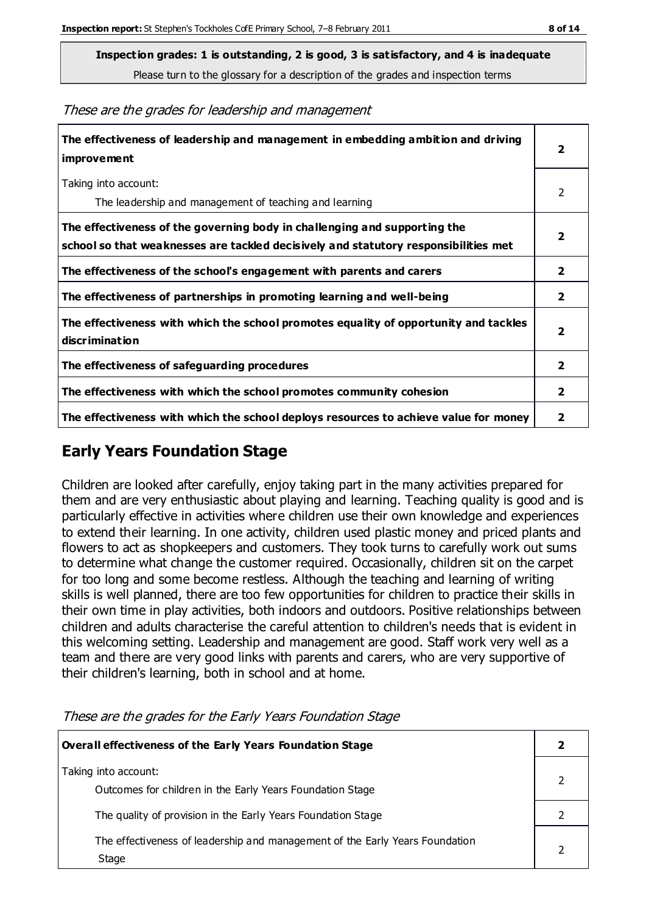**Inspection grades: 1 is outstanding, 2 is good, 3 is satisfactory, and 4 is inadequate**

Please turn to the glossary for a description of the grades and inspection terms

*These are the grades for leadership and management*

| | |
|---|---|
| **The effectiveness of leadership and management in embedding ambition and driving improvement** | **2** |
| Taking into account:<br>The leadership and management of teaching and learning | 2 |
| **The effectiveness of the governing body in challenging and supporting the school so that weaknesses are tackled decisively and statutory responsibilities met** | **2** |
| **The effectiveness of the school's engagement with parents and carers** | **2** |
| **The effectiveness of partnerships in promoting learning and well-being** | **2** |
| **The effectiveness with which the school promotes equality of opportunity and tackles discrimination** | **2** |
| **The effectiveness of safeguarding procedures** | **2** |
| **The effectiveness with which the school promotes community cohesion** | **2** |
| **The effectiveness with which the school deploys resources to achieve value for money** | **2** |

## Early Years Foundation Stage

Children are looked after carefully, enjoy taking part in the many activities prepared for them and are very enthusiastic about playing and learning. Teaching quality is good and is particularly effective in activities where children use their own knowledge and experiences to extend their learning. In one activity, children used plastic money and priced plants and flowers to act as shopkeepers and customers. They took turns to carefully work out sums to determine what change the customer required. Occasionally, children sit on the carpet for too long and some become restless. Although the teaching and learning of writing skills is well planned, there are too few opportunities for children to practice their skills in their own time in play activities, both indoors and outdoors. Positive relationships between children and adults characterise the careful attention to children's needs that is evident in this welcoming setting. Leadership and management are good. Staff work very well as a team and there are very good links with parents and carers, who are very supportive of their children's learning, both in school and at home.

*These are the grades for the Early Years Foundation Stage*

| | |
|---|---|
| **Overall effectiveness of the Early Years Foundation Stage** | **2** |
| Taking into account:<br>Outcomes for children in the Early Years Foundation Stage | 2 |
| The quality of provision in the Early Years Foundation Stage | 2 |
| The effectiveness of leadership and management of the Early Years Foundation Stage | 2 |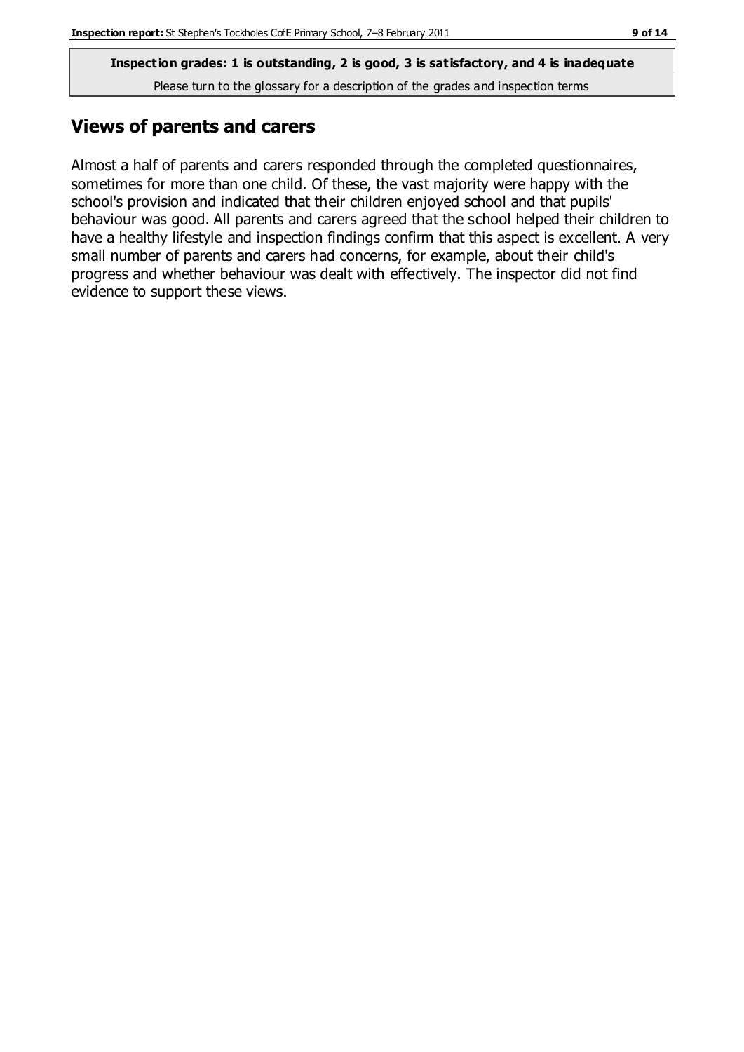**Inspection grades: 1 is outstanding, 2 is good, 3 is satisfactory, and 4 is inadequate**

Please turn to the glossary for a description of the grades and inspection terms

## Views of parents and carers

Almost a half of parents and carers responded through the completed questionnaires, sometimes for more than one child. Of these, the vast majority were happy with the school's provision and indicated that their children enjoyed school and that pupils' behaviour was good. All parents and carers agreed that the school helped their children to have a healthy lifestyle and inspection findings confirm that this aspect is excellent. A very small number of parents and carers had concerns, for example, about their child's progress and whether behaviour was dealt with effectively. The inspector did not find evidence to support these views.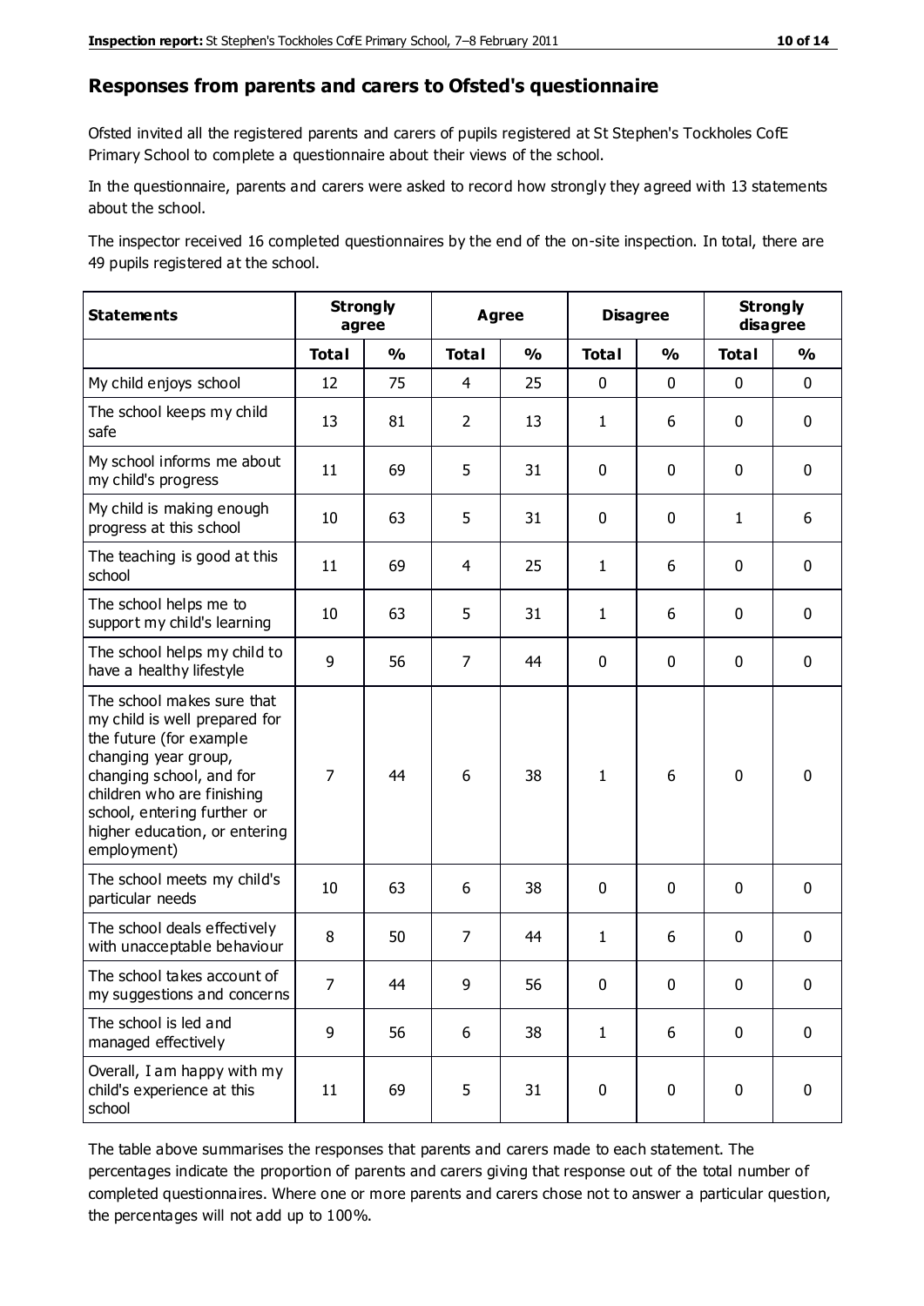## Responses from parents and carers to Ofsted's questionnaire

Ofsted invited all the registered parents and carers of pupils registered at St Stephen's Tockholes CofE Primary School to complete a questionnaire about their views of the school.

In the questionnaire, parents and carers were asked to record how strongly they agreed with 13 statements about the school.

The inspector received 16 completed questionnaires by the end of the on-site inspection. In total, there are 49 pupils registered at the school.

| Statements | Strongly agree | | Agree | | Disagree | | Strongly disagree | |
|---|---|---|---|---|---|---|---|---|
| | Total | % | Total | % | Total | % | Total | % |
| My child enjoys school | 12 | 75 | 4 | 25 | 0 | 0 | 0 | 0 |
| The school keeps my child safe | 13 | 81 | 2 | 13 | 1 | 6 | 0 | 0 |
| My school informs me about my child's progress | 11 | 69 | 5 | 31 | 0 | 0 | 0 | 0 |
| My child is making enough progress at this school | 10 | 63 | 5 | 31 | 0 | 0 | 1 | 6 |
| The teaching is good at this school | 11 | 69 | 4 | 25 | 1 | 6 | 0 | 0 |
| The school helps me to support my child's learning | 10 | 63 | 5 | 31 | 1 | 6 | 0 | 0 |
| The school helps my child to have a healthy lifestyle | 9 | 56 | 7 | 44 | 0 | 0 | 0 | 0 |
| The school makes sure that my child is well prepared for the future (for example changing year group, changing school, and for children who are finishing school, entering further or higher education, or entering employment) | 7 | 44 | 6 | 38 | 1 | 6 | 0 | 0 |
| The school meets my child's particular needs | 10 | 63 | 6 | 38 | 0 | 0 | 0 | 0 |
| The school deals effectively with unacceptable behaviour | 8 | 50 | 7 | 44 | 1 | 6 | 0 | 0 |
| The school takes account of my suggestions and concerns | 7 | 44 | 9 | 56 | 0 | 0 | 0 | 0 |
| The school is led and managed effectively | 9 | 56 | 6 | 38 | 1 | 6 | 0 | 0 |
| Overall, I am happy with my child's experience at this school | 11 | 69 | 5 | 31 | 0 | 0 | 0 | 0 |

The table above summarises the responses that parents and carers made to each statement. The percentages indicate the proportion of parents and carers giving that response out of the total number of completed questionnaires. Where one or more parents and carers chose not to answer a particular question, the percentages will not add up to 100%.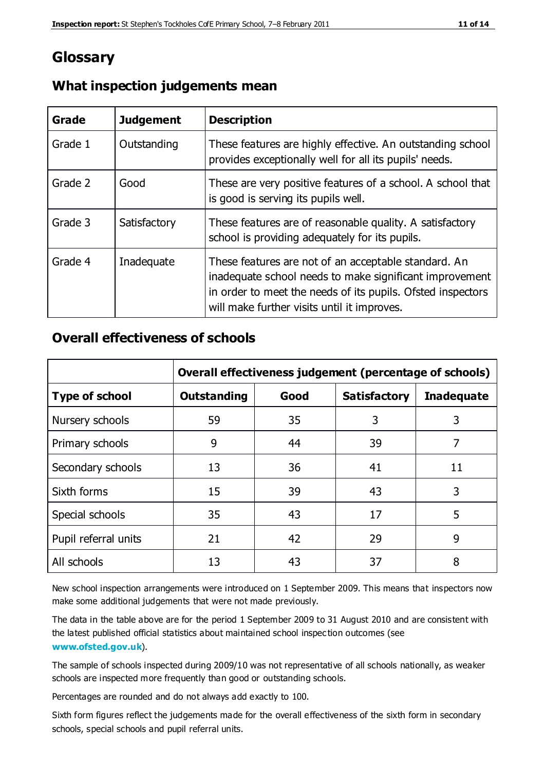# Glossary

## What inspection judgements mean

| Grade | Judgement | Description |
|---|---|---|
| Grade 1 | Outstanding | These features are highly effective. An outstanding school provides exceptionally well for all its pupils' needs. |
| Grade 2 | Good | These are very positive features of a school. A school that is good is serving its pupils well. |
| Grade 3 | Satisfactory | These features are of reasonable quality. A satisfactory school is providing adequately for its pupils. |
| Grade 4 | Inadequate | These features are not of an acceptable standard. An inadequate school needs to make significant improvement in order to meet the needs of its pupils. Ofsted inspectors will make further visits until it improves. |

## Overall effectiveness of schools

| | Overall effectiveness judgement (percentage of schools) | | | |
|---|---|---|---|---|
| **Type of school** | **Outstanding** | **Good** | **Satisfactory** | **Inadequate** |
| Nursery schools | 59 | 35 | 3 | 3 |
| Primary schools | 9 | 44 | 39 | 7 |
| Secondary schools | 13 | 36 | 41 | 11 |
| Sixth forms | 15 | 39 | 43 | 3 |
| Special schools | 35 | 43 | 17 | 5 |
| Pupil referral units | 21 | 42 | 29 | 9 |
| All schools | 13 | 43 | 37 | 8 |

New school inspection arrangements were introduced on 1 September 2009. This means that inspectors now make some additional judgements that were not made previously.

The data in the table above are for the period 1 September 2009 to 31 August 2010 and are consistent with the latest published official statistics about maintained school inspection outcomes (see **www.ofsted.gov.uk**).

The sample of schools inspected during 2009/10 was not representative of all schools nationally, as weaker schools are inspected more frequently than good or outstanding schools.

Percentages are rounded and do not always add exactly to 100.

Sixth form figures reflect the judgements made for the overall effectiveness of the sixth form in secondary schools, special schools and pupil referral units.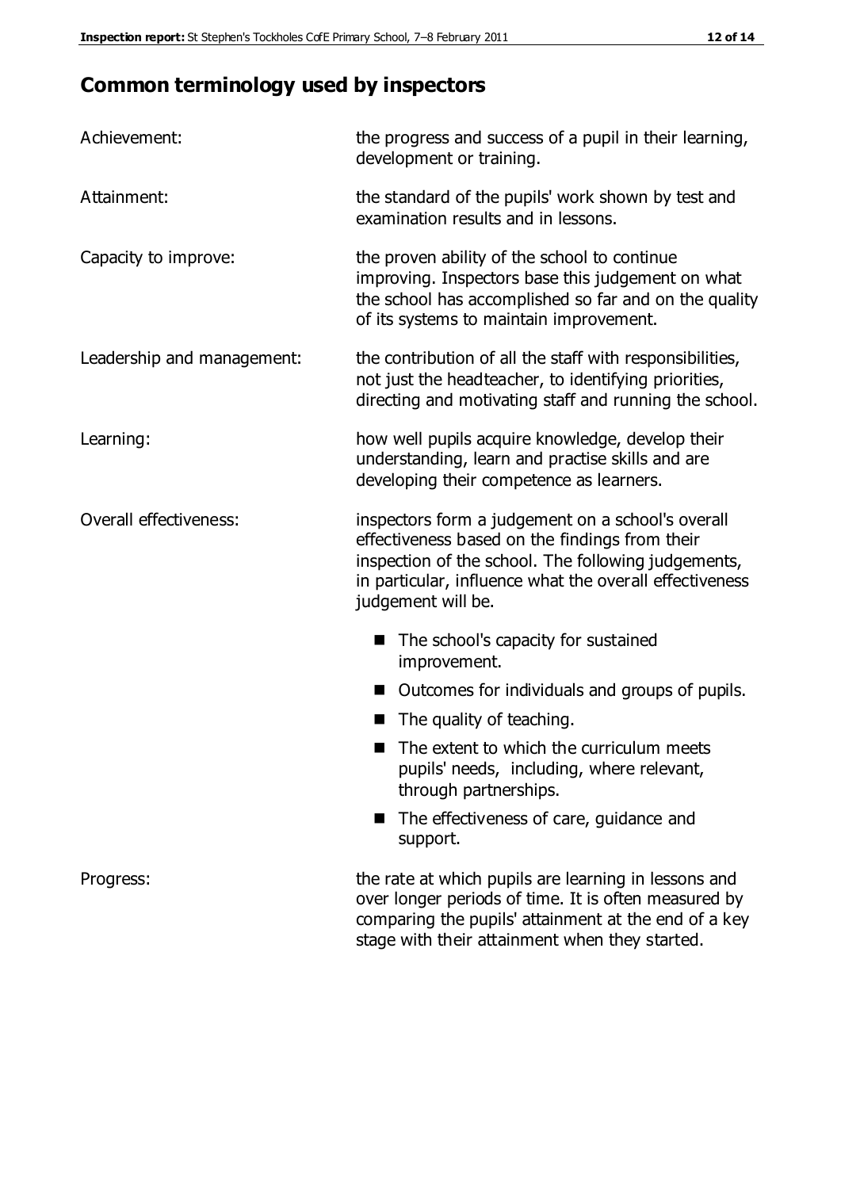## Common terminology used by inspectors

| | |
|---|---|
| Achievement: | the progress and success of a pupil in their learning, development or training. |
| Attainment: | the standard of the pupils' work shown by test and examination results and in lessons. |
| Capacity to improve: | the proven ability of the school to continue improving. Inspectors base this judgement on what the school has accomplished so far and on the quality of its systems to maintain improvement. |
| Leadership and management: | the contribution of all the staff with responsibilities, not just the headteacher, to identifying priorities, directing and motivating staff and running the school. |
| Learning: | how well pupils acquire knowledge, develop their understanding, learn and practise skills and are developing their competence as learners. |
| Overall effectiveness: | inspectors form a judgement on a school's overall effectiveness based on the findings from their inspection of the school. The following judgements, in particular, influence what the overall effectiveness judgement will be.<br>■ The school's capacity for sustained improvement.<br>■ Outcomes for individuals and groups of pupils.<br>■ The quality of teaching.<br>■ The extent to which the curriculum meets pupils' needs, including, where relevant, through partnerships.<br>■ The effectiveness of care, guidance and support. |
| Progress: | the rate at which pupils are learning in lessons and over longer periods of time. It is often measured by comparing the pupils' attainment at the end of a key stage with their attainment when they started. |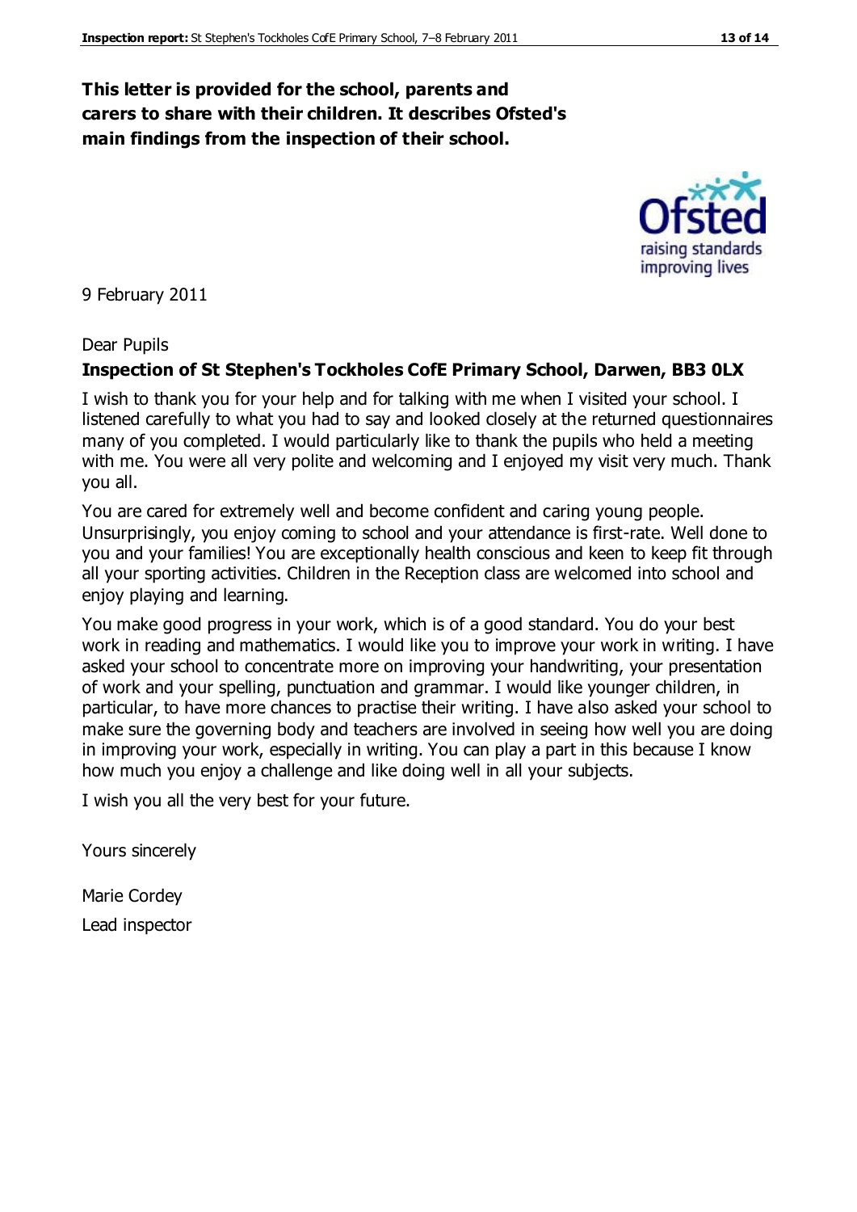**This letter is provided for the school, parents and carers to share with their children. It describes Ofsted's main findings from the inspection of their school.**

9 February 2011

Dear Pupils

**Inspection of St Stephen's Tockholes CofE Primary School, Darwen, BB3 0LX**

I wish to thank you for your help and for talking with me when I visited your school. I listened carefully to what you had to say and looked closely at the returned questionnaires many of you completed. I would particularly like to thank the pupils who held a meeting with me. You were all very polite and welcoming and I enjoyed my visit very much. Thank you all.

You are cared for extremely well and become confident and caring young people. Unsurprisingly, you enjoy coming to school and your attendance is first-rate. Well done to you and your families! You are exceptionally health conscious and keen to keep fit through all your sporting activities. Children in the Reception class are welcomed into school and enjoy playing and learning.

You make good progress in your work, which is of a good standard. You do your best work in reading and mathematics. I would like you to improve your work in writing. I have asked your school to concentrate more on improving your handwriting, your presentation of work and your spelling, punctuation and grammar. I would like younger children, in particular, to have more chances to practise their writing. I have also asked your school to make sure the governing body and teachers are involved in seeing how well you are doing in improving your work, especially in writing. You can play a part in this because I know how much you enjoy a challenge and like doing well in all your subjects.

I wish you all the very best for your future.

Yours sincerely

Marie Cordey

Lead inspector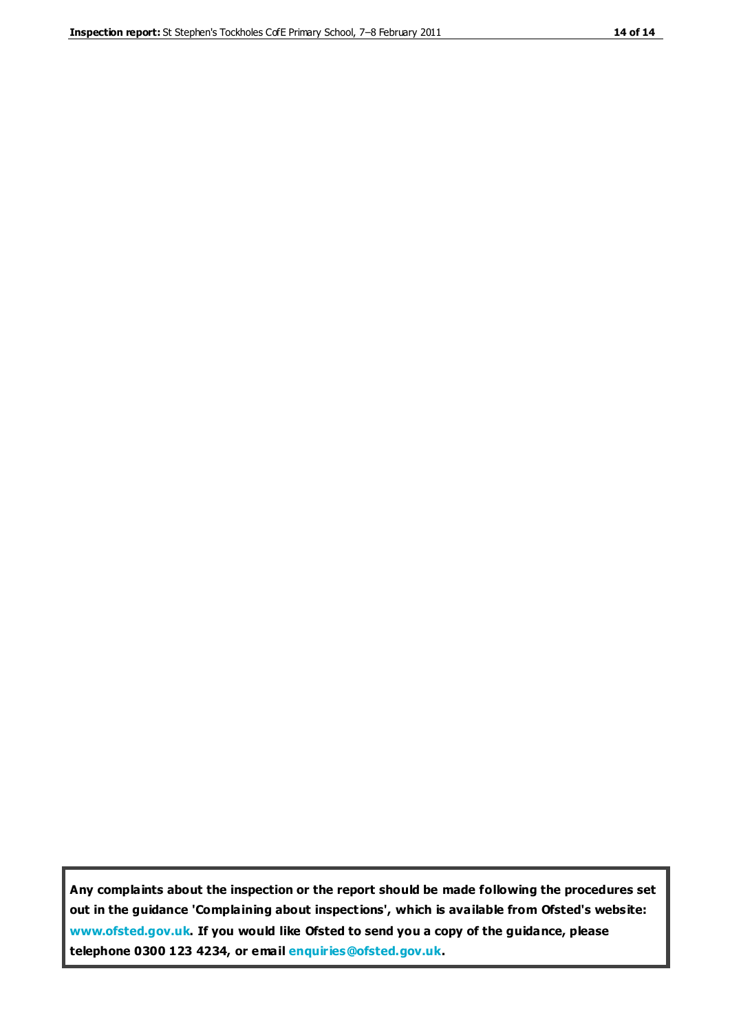**Any complaints about the inspection or the report should be made following the procedures set out in the guidance 'Complaining about inspections', which is available from Ofsted's website: www.ofsted.gov.uk. If you would like Ofsted to send you a copy of the guidance, please telephone 0300 123 4234, or email enquiries@ofsted.gov.uk.**